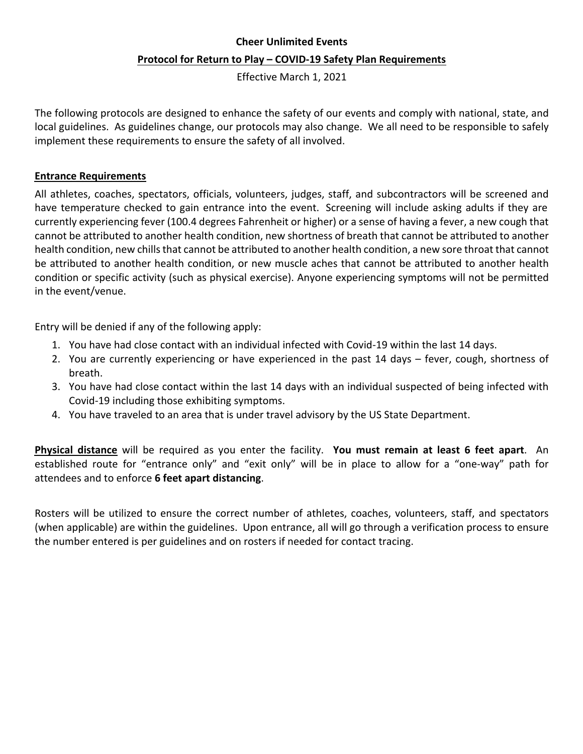**Cheer Unlimited Events**

**Protocol for Return to Play – COVID-19 Safety Plan Requirements**

Effective March 1, 2021

The following protocols are designed to enhance the safety of our events and comply with national, state, and local guidelines. As guidelines change, our protocols may also change. We all need to be responsible to safely implement these requirements to ensure the safety of all involved.

## Entrance Requirements

All athletes, coaches, spectators, officials, volunteers, judges, staff, and subcontractors will be screened and have temperature checked to gain entrance into the event. Screening will include asking adults if they are currently experiencing fever (100.4 degrees Fahrenheit or higher) or a sense of having a fever, a new cough that cannot be attributed to another health condition, new shortness of breath that cannot be attributed to another health condition, new chills that cannot be attributed to another health condition, a new sore throat that cannot be attributed to another health condition, or new muscle aches that cannot be attributed to another health condition or specific activity (such as physical exercise). Anyone experiencing symptoms will not be permitted in the event/venue.

Entry will be denied if any of the following apply:

1. You have had close contact with an individual infected with Covid-19 within the last 14 days.
2. You are currently experiencing or have experienced in the past 14 days – fever, cough, shortness of breath.
3. You have had close contact within the last 14 days with an individual suspected of being infected with Covid-19 including those exhibiting symptoms.
4. You have traveled to an area that is under travel advisory by the US State Department.

**Physical distance** will be required as you enter the facility. **You must remain at least 6 feet apart**. An established route for "entrance only" and "exit only" will be in place to allow for a "one-way" path for attendees and to enforce **6 feet apart distancing**.

Rosters will be utilized to ensure the correct number of athletes, coaches, volunteers, staff, and spectators (when applicable) are within the guidelines. Upon entrance, all will go through a verification process to ensure the number entered is per guidelines and on rosters if needed for contact tracing.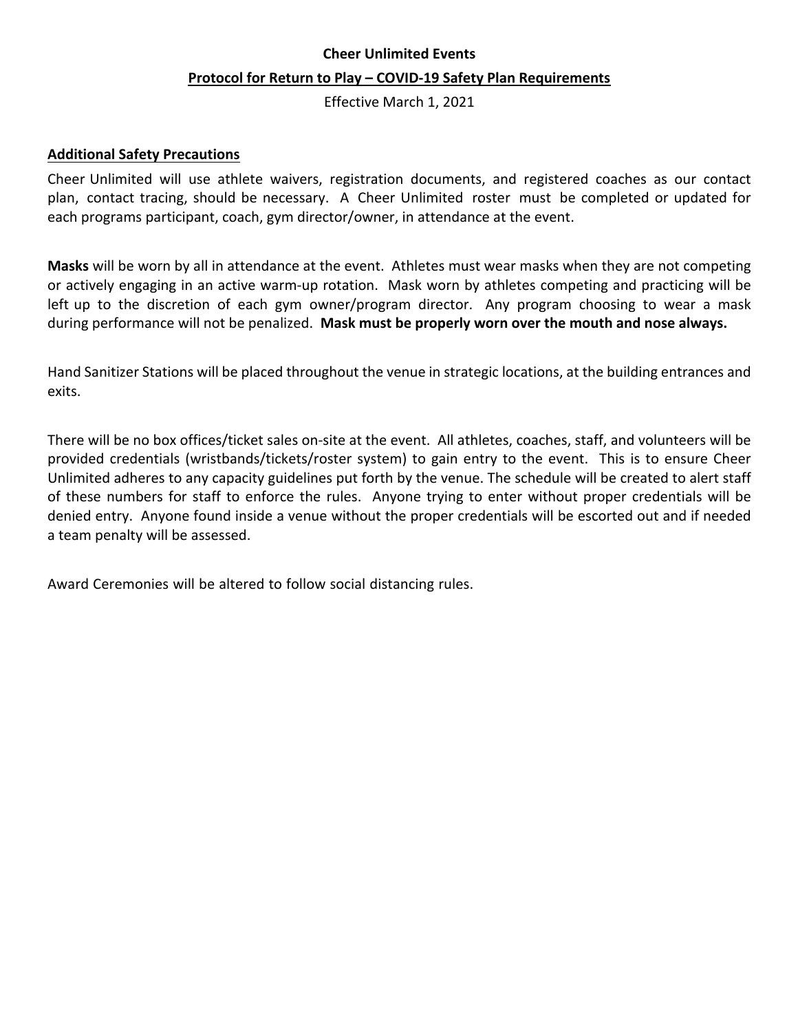**Cheer Unlimited Events**

**Protocol for Return to Play – COVID-19 Safety Plan Requirements**

Effective March 1, 2021

## Additional Safety Precautions

Cheer Unlimited will use athlete waivers, registration documents, and registered coaches as our contact plan, contact tracing, should be necessary. A Cheer Unlimited roster must be completed or updated for each programs participant, coach, gym director/owner, in attendance at the event.

**Masks** will be worn by all in attendance at the event. Athletes must wear masks when they are not competing or actively engaging in an active warm-up rotation. Mask worn by athletes competing and practicing will be left up to the discretion of each gym owner/program director. Any program choosing to wear a mask during performance will not be penalized. **Mask must be properly worn over the mouth and nose always.**

Hand Sanitizer Stations will be placed throughout the venue in strategic locations, at the building entrances and exits.

There will be no box offices/ticket sales on-site at the event. All athletes, coaches, staff, and volunteers will be provided credentials (wristbands/tickets/roster system) to gain entry to the event. This is to ensure Cheer Unlimited adheres to any capacity guidelines put forth by the venue. The schedule will be created to alert staff of these numbers for staff to enforce the rules. Anyone trying to enter without proper credentials will be denied entry. Anyone found inside a venue without the proper credentials will be escorted out and if needed a team penalty will be assessed.

Award Ceremonies will be altered to follow social distancing rules.